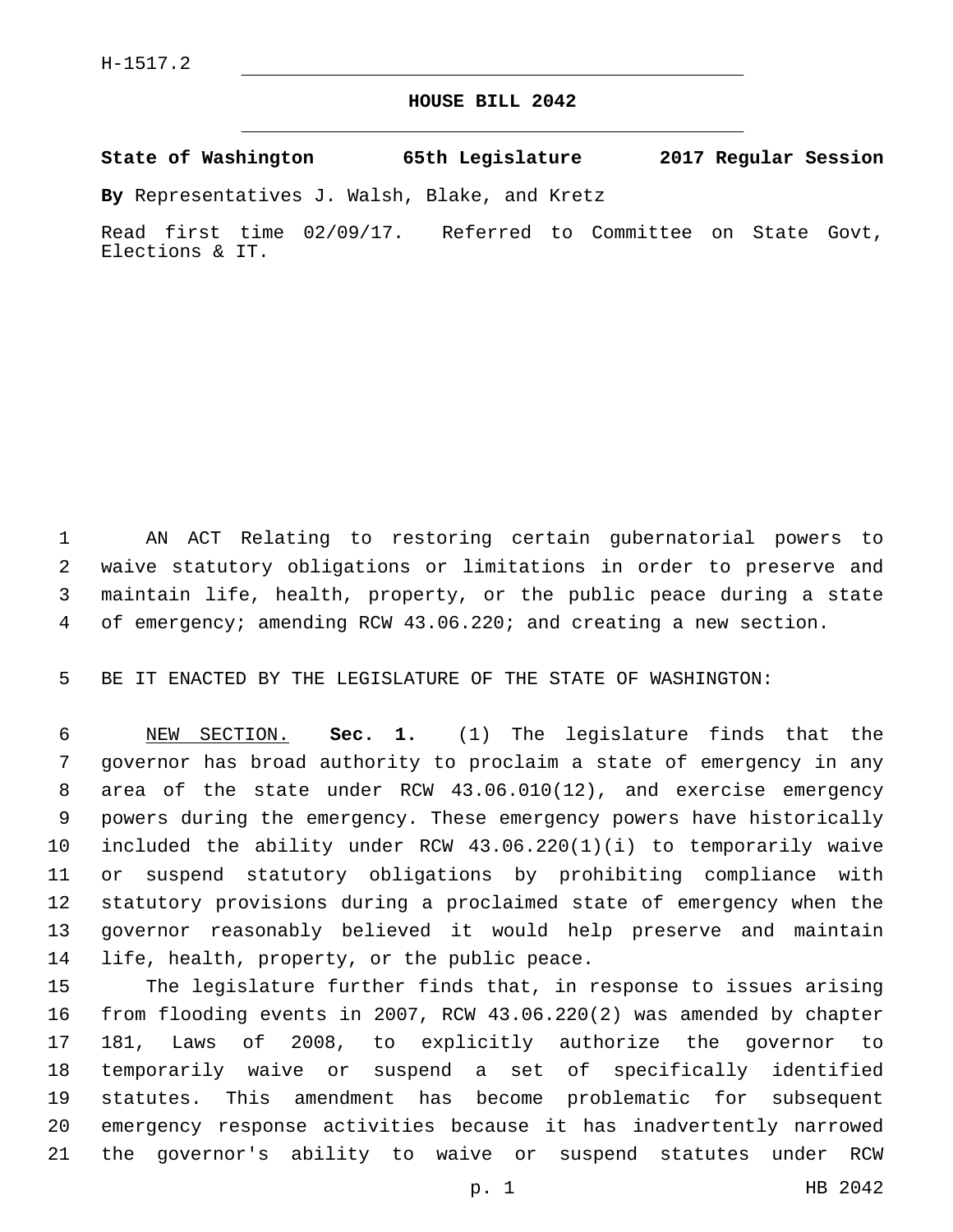H-1517.2

# HOUSE BILL 2042

**State of Washington 65th Legislature 2017 Regular Session**

**By** Representatives J. Walsh, Blake, and Kretz

Read first time 02/09/17. Referred to Committee on State Govt, Elections & IT.

AN ACT Relating to restoring certain gubernatorial powers to waive statutory obligations or limitations in order to preserve and maintain life, health, property, or the public peace during a state of emergency; amending RCW 43.06.220; and creating a new section.

BE IT ENACTED BY THE LEGISLATURE OF THE STATE OF WASHINGTON:

NEW SECTION. **Sec. 1.** (1) The legislature finds that the governor has broad authority to proclaim a state of emergency in any area of the state under RCW 43.06.010(12), and exercise emergency powers during the emergency. These emergency powers have historically included the ability under RCW 43.06.220(1)(i) to temporarily waive or suspend statutory obligations by prohibiting compliance with statutory provisions during a proclaimed state of emergency when the governor reasonably believed it would help preserve and maintain life, health, property, or the public peace.

The legislature further finds that, in response to issues arising from flooding events in 2007, RCW 43.06.220(2) was amended by chapter 181, Laws of 2008, to explicitly authorize the governor to temporarily waive or suspend a set of specifically identified statutes. This amendment has become problematic for subsequent emergency response activities because it has inadvertently narrowed the governor's ability to waive or suspend statutes under RCW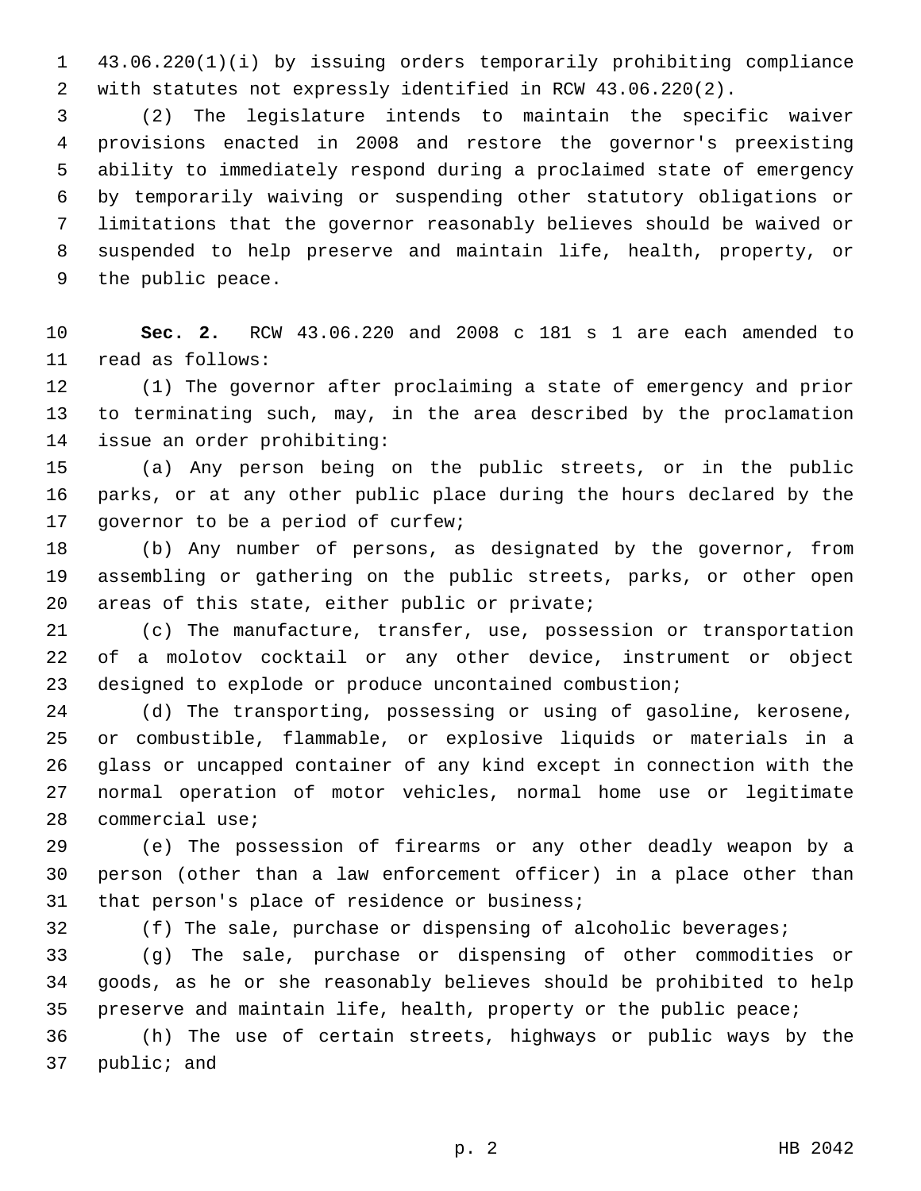43.06.220(1)(i) by issuing orders temporarily prohibiting compliance with statutes not expressly identified in RCW 43.06.220(2).

(2) The legislature intends to maintain the specific waiver provisions enacted in 2008 and restore the governor's preexisting ability to immediately respond during a proclaimed state of emergency by temporarily waiving or suspending other statutory obligations or limitations that the governor reasonably believes should be waived or suspended to help preserve and maintain life, health, property, or the public peace.

**Sec. 2.** RCW 43.06.220 and 2008 c 181 s 1 are each amended to read as follows:

(1) The governor after proclaiming a state of emergency and prior to terminating such, may, in the area described by the proclamation issue an order prohibiting:

(a) Any person being on the public streets, or in the public parks, or at any other public place during the hours declared by the governor to be a period of curfew;

(b) Any number of persons, as designated by the governor, from assembling or gathering on the public streets, parks, or other open areas of this state, either public or private;

(c) The manufacture, transfer, use, possession or transportation of a molotov cocktail or any other device, instrument or object designed to explode or produce uncontained combustion;

(d) The transporting, possessing or using of gasoline, kerosene, or combustible, flammable, or explosive liquids or materials in a glass or uncapped container of any kind except in connection with the normal operation of motor vehicles, normal home use or legitimate commercial use;

(e) The possession of firearms or any other deadly weapon by a person (other than a law enforcement officer) in a place other than that person's place of residence or business;

(f) The sale, purchase or dispensing of alcoholic beverages;

(g) The sale, purchase or dispensing of other commodities or goods, as he or she reasonably believes should be prohibited to help preserve and maintain life, health, property or the public peace;

(h) The use of certain streets, highways or public ways by the public; and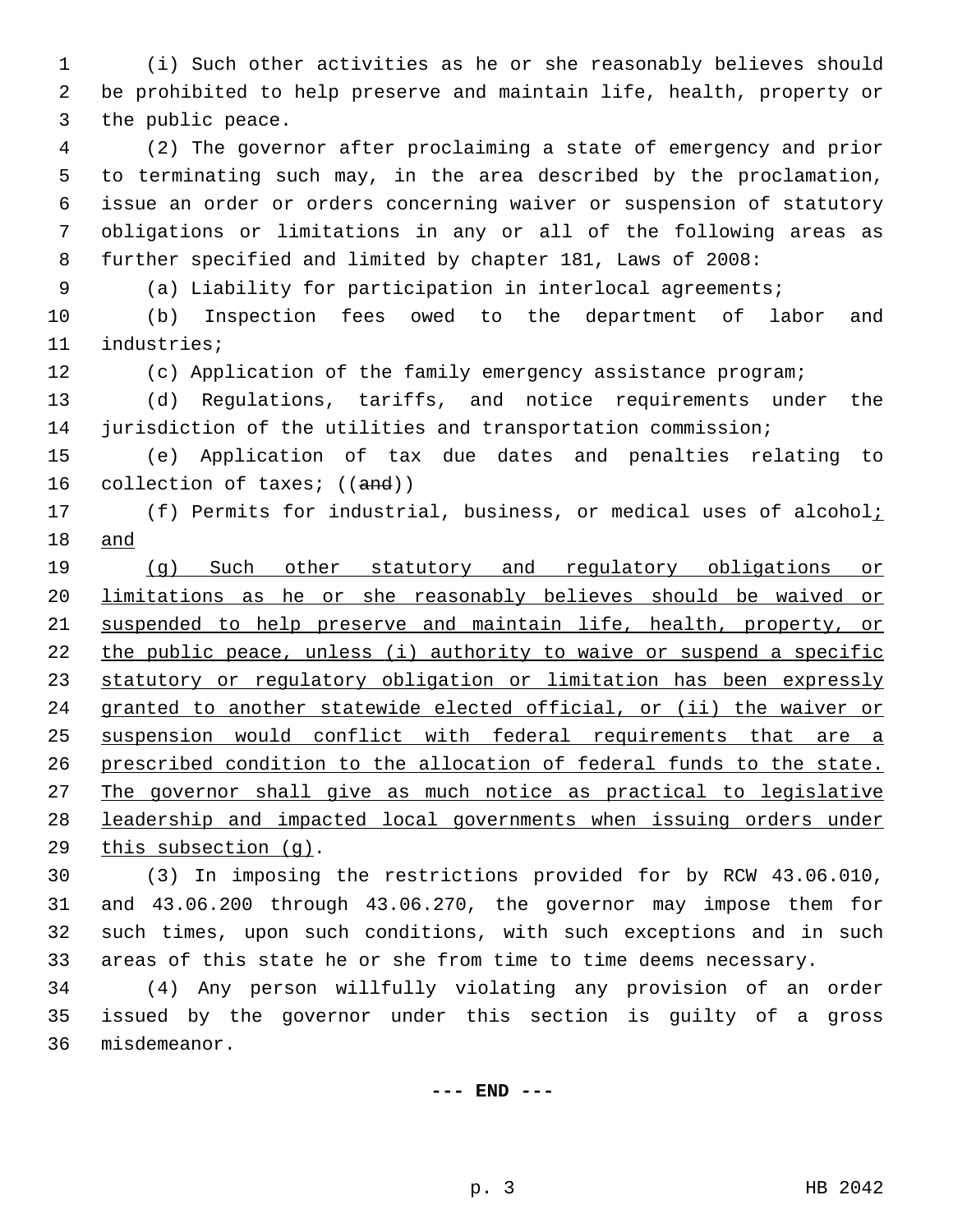(i) Such other activities as he or she reasonably believes should be prohibited to help preserve and maintain life, health, property or the public peace.

(2) The governor after proclaiming a state of emergency and prior to terminating such may, in the area described by the proclamation, issue an order or orders concerning waiver or suspension of statutory obligations or limitations in any or all of the following areas as further specified and limited by chapter 181, Laws of 2008:

(a) Liability for participation in interlocal agreements;

(b) Inspection fees owed to the department of labor and industries;

(c) Application of the family emergency assistance program;

(d) Regulations, tariffs, and notice requirements under the jurisdiction of the utilities and transportation commission;

(e) Application of tax due dates and penalties relating to collection of taxes; ((~~and~~))

(f) Permits for industrial, business, or medical uses of alcohol<u>; and</u>

<u>(g) Such other statutory and regulatory obligations or limitations as he or she reasonably believes should be waived or suspended to help preserve and maintain life, health, property, or the public peace, unless (i) authority to waive or suspend a specific statutory or regulatory obligation or limitation has been expressly granted to another statewide elected official, or (ii) the waiver or suspension would conflict with federal requirements that are a prescribed condition to the allocation of federal funds to the state. The governor shall give as much notice as practical to legislative leadership and impacted local governments when issuing orders under this subsection (g)</u>.

(3) In imposing the restrictions provided for by RCW 43.06.010, and 43.06.200 through 43.06.270, the governor may impose them for such times, upon such conditions, with such exceptions and in such areas of this state he or she from time to time deems necessary.

(4) Any person willfully violating any provision of an order issued by the governor under this section is guilty of a gross misdemeanor.

**--- END ---**